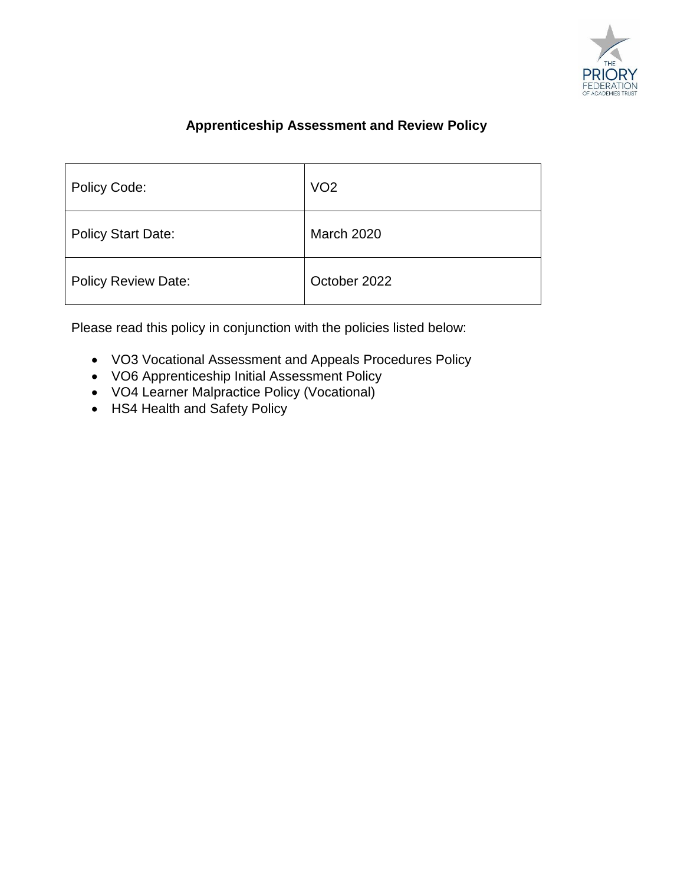# Apprenticeship Assessment and Review Policy

| Policy Code: | VO2 |
|---|---|
| Policy Start Date: | March 2020 |
| Policy Review Date: | October 2022 |

Please read this policy in conjunction with the policies listed below:

- VO3 Vocational Assessment and Appeals Procedures Policy
- VO6 Apprenticeship Initial Assessment Policy
- VO4 Learner Malpractice Policy (Vocational)
- HS4 Health and Safety Policy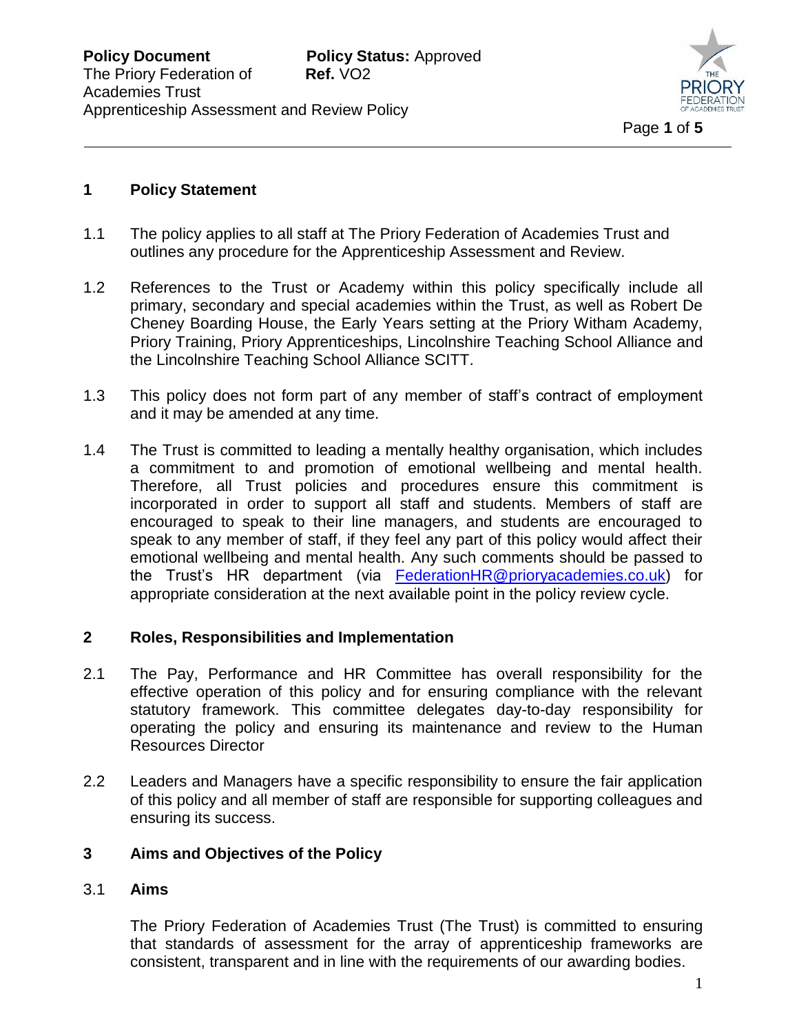## 1 Policy Statement

1.1 The policy applies to all staff at The Priory Federation of Academies Trust and outlines any procedure for the Apprenticeship Assessment and Review.

1.2 References to the Trust or Academy within this policy specifically include all primary, secondary and special academies within the Trust, as well as Robert De Cheney Boarding House, the Early Years setting at the Priory Witham Academy, Priory Training, Priory Apprenticeships, Lincolnshire Teaching School Alliance and the Lincolnshire Teaching School Alliance SCITT.

1.3 This policy does not form part of any member of staff's contract of employment and it may be amended at any time.

1.4 The Trust is committed to leading a mentally healthy organisation, which includes a commitment to and promotion of emotional wellbeing and mental health. Therefore, all Trust policies and procedures ensure this commitment is incorporated in order to support all staff and students. Members of staff are encouraged to speak to their line managers, and students are encouraged to speak to any member of staff, if they feel any part of this policy would affect their emotional wellbeing and mental health. Any such comments should be passed to the Trust's HR department (via FederationHR@prioryacademies.co.uk) for appropriate consideration at the next available point in the policy review cycle.

## 2 Roles, Responsibilities and Implementation

2.1 The Pay, Performance and HR Committee has overall responsibility for the effective operation of this policy and for ensuring compliance with the relevant statutory framework. This committee delegates day-to-day responsibility for operating the policy and ensuring its maintenance and review to the Human Resources Director

2.2 Leaders and Managers have a specific responsibility to ensure the fair application of this policy and all member of staff are responsible for supporting colleagues and ensuring its success.

## 3 Aims and Objectives of the Policy

### 3.1 Aims

The Priory Federation of Academies Trust (The Trust) is committed to ensuring that standards of assessment for the array of apprenticeship frameworks are consistent, transparent and in line with the requirements of our awarding bodies.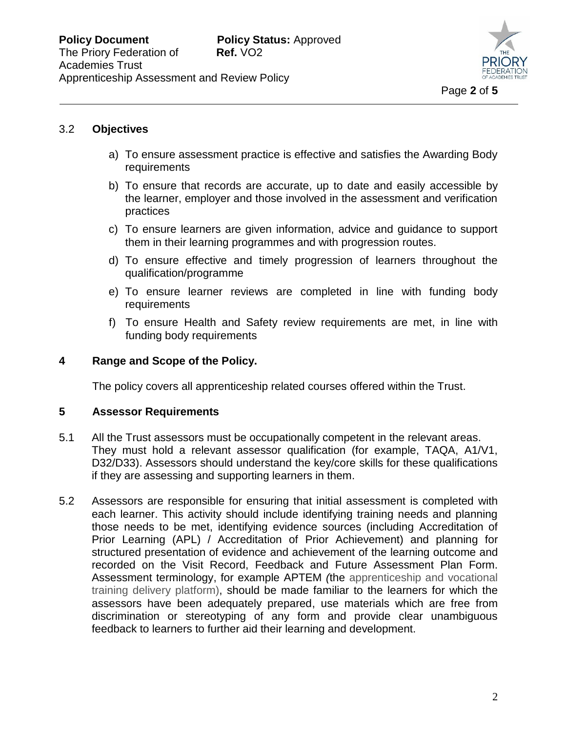### 3.2 Objectives

a) To ensure assessment practice is effective and satisfies the Awarding Body requirements

b) To ensure that records are accurate, up to date and easily accessible by the learner, employer and those involved in the assessment and verification practices

c) To ensure learners are given information, advice and guidance to support them in their learning programmes and with progression routes.

d) To ensure effective and timely progression of learners throughout the qualification/programme

e) To ensure learner reviews are completed in line with funding body requirements

f) To ensure Health and Safety review requirements are met, in line with funding body requirements

## 4 Range and Scope of the Policy.

The policy covers all apprenticeship related courses offered within the Trust.

## 5 Assessor Requirements

5.1 All the Trust assessors must be occupationally competent in the relevant areas. They must hold a relevant assessor qualification (for example, TAQA, A1/V1, D32/D33). Assessors should understand the key/core skills for these qualifications if they are assessing and supporting learners in them.

5.2 Assessors are responsible for ensuring that initial assessment is completed with each learner. This activity should include identifying training needs and planning those needs to be met, identifying evidence sources (including Accreditation of Prior Learning (APL) / Accreditation of Prior Achievement) and planning for structured presentation of evidence and achievement of the learning outcome and recorded on the Visit Record, Feedback and Future Assessment Plan Form. Assessment terminology, for example APTEM (the apprenticeship and vocational training delivery platform), should be made familiar to the learners for which the assessors have been adequately prepared, use materials which are free from discrimination or stereotyping of any form and provide clear unambiguous feedback to learners to further aid their learning and development.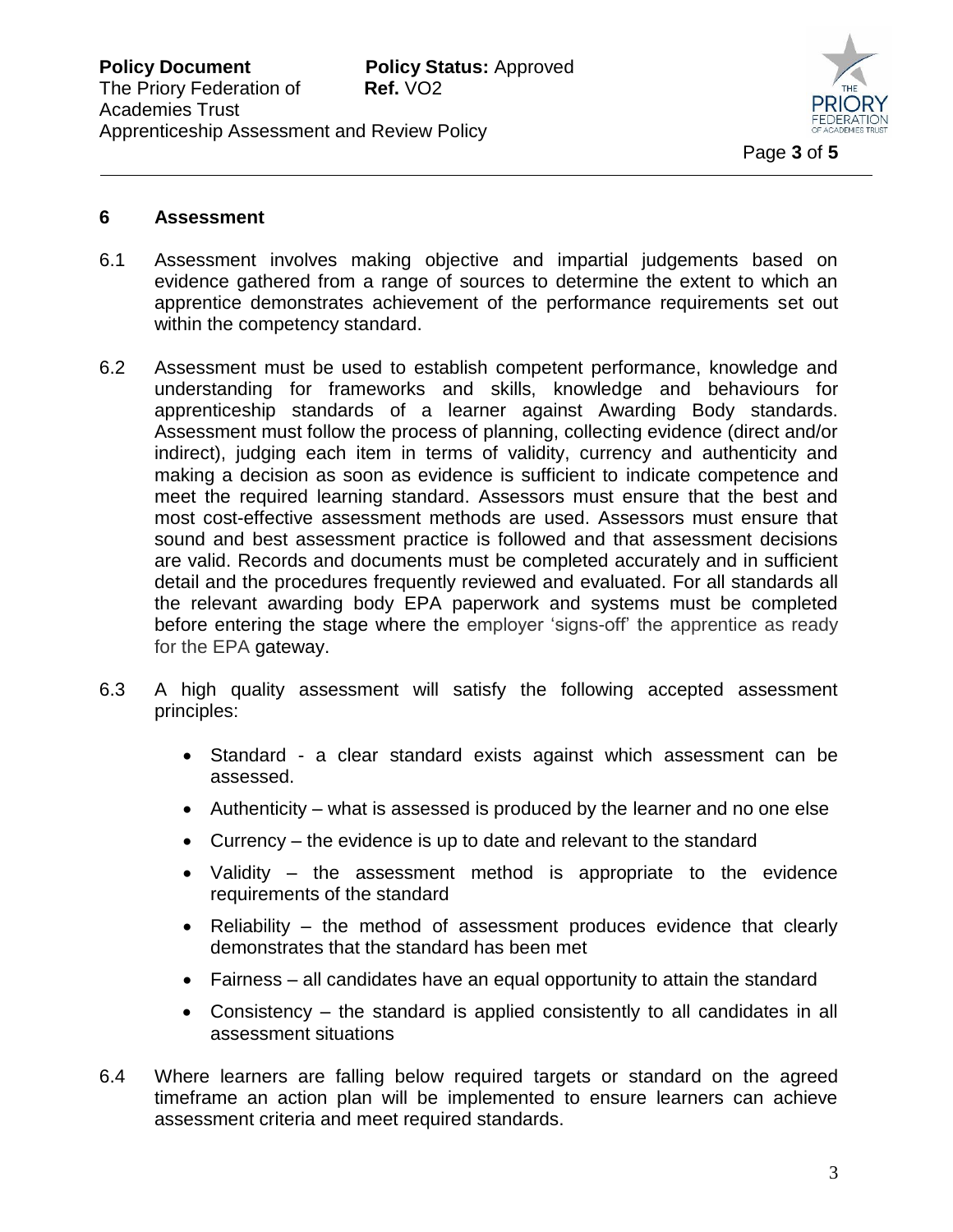## 6 Assessment

6.1 Assessment involves making objective and impartial judgements based on evidence gathered from a range of sources to determine the extent to which an apprentice demonstrates achievement of the performance requirements set out within the competency standard.

6.2 Assessment must be used to establish competent performance, knowledge and understanding for frameworks and skills, knowledge and behaviours for apprenticeship standards of a learner against Awarding Body standards. Assessment must follow the process of planning, collecting evidence (direct and/or indirect), judging each item in terms of validity, currency and authenticity and making a decision as soon as evidence is sufficient to indicate competence and meet the required learning standard. Assessors must ensure that the best and most cost-effective assessment methods are used. Assessors must ensure that sound and best assessment practice is followed and that assessment decisions are valid. Records and documents must be completed accurately and in sufficient detail and the procedures frequently reviewed and evaluated. For all standards all the relevant awarding body EPA paperwork and systems must be completed before entering the stage where the employer 'signs-off' the apprentice as ready for the EPA gateway.

6.3 A high quality assessment will satisfy the following accepted assessment principles:

- Standard - a clear standard exists against which assessment can be assessed.
- Authenticity – what is assessed is produced by the learner and no one else
- Currency – the evidence is up to date and relevant to the standard
- Validity – the assessment method is appropriate to the evidence requirements of the standard
- Reliability – the method of assessment produces evidence that clearly demonstrates that the standard has been met
- Fairness – all candidates have an equal opportunity to attain the standard
- Consistency – the standard is applied consistently to all candidates in all assessment situations

6.4 Where learners are falling below required targets or standard on the agreed timeframe an action plan will be implemented to ensure learners can achieve assessment criteria and meet required standards.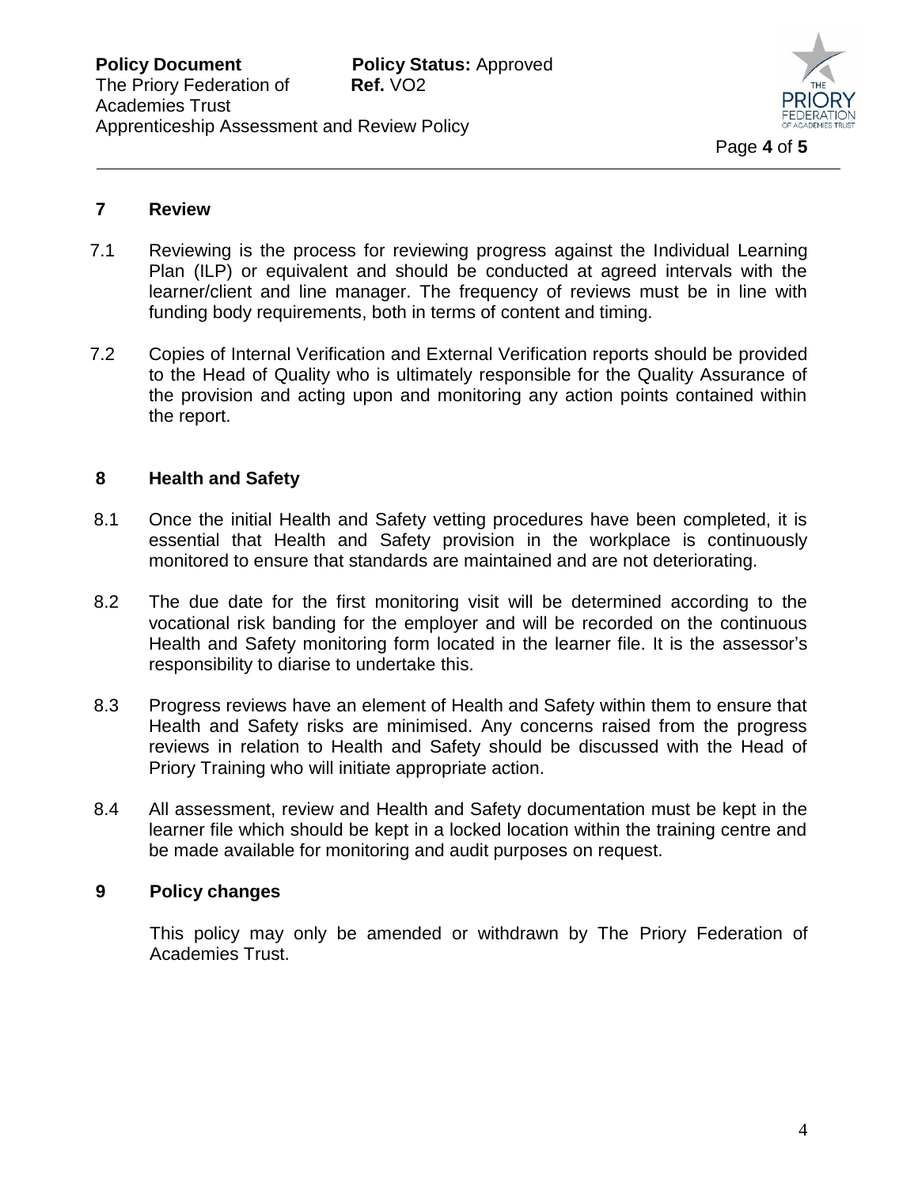## 7 Review

7.1 Reviewing is the process for reviewing progress against the Individual Learning Plan (ILP) or equivalent and should be conducted at agreed intervals with the learner/client and line manager. The frequency of reviews must be in line with funding body requirements, both in terms of content and timing.

7.2 Copies of Internal Verification and External Verification reports should be provided to the Head of Quality who is ultimately responsible for the Quality Assurance of the provision and acting upon and monitoring any action points contained within the report.

## 8 Health and Safety

8.1 Once the initial Health and Safety vetting procedures have been completed, it is essential that Health and Safety provision in the workplace is continuously monitored to ensure that standards are maintained and are not deteriorating.

8.2 The due date for the first monitoring visit will be determined according to the vocational risk banding for the employer and will be recorded on the continuous Health and Safety monitoring form located in the learner file. It is the assessor's responsibility to diarise to undertake this.

8.3 Progress reviews have an element of Health and Safety within them to ensure that Health and Safety risks are minimised. Any concerns raised from the progress reviews in relation to Health and Safety should be discussed with the Head of Priory Training who will initiate appropriate action.

8.4 All assessment, review and Health and Safety documentation must be kept in the learner file which should be kept in a locked location within the training centre and be made available for monitoring and audit purposes on request.

## 9 Policy changes

This policy may only be amended or withdrawn by The Priory Federation of Academies Trust.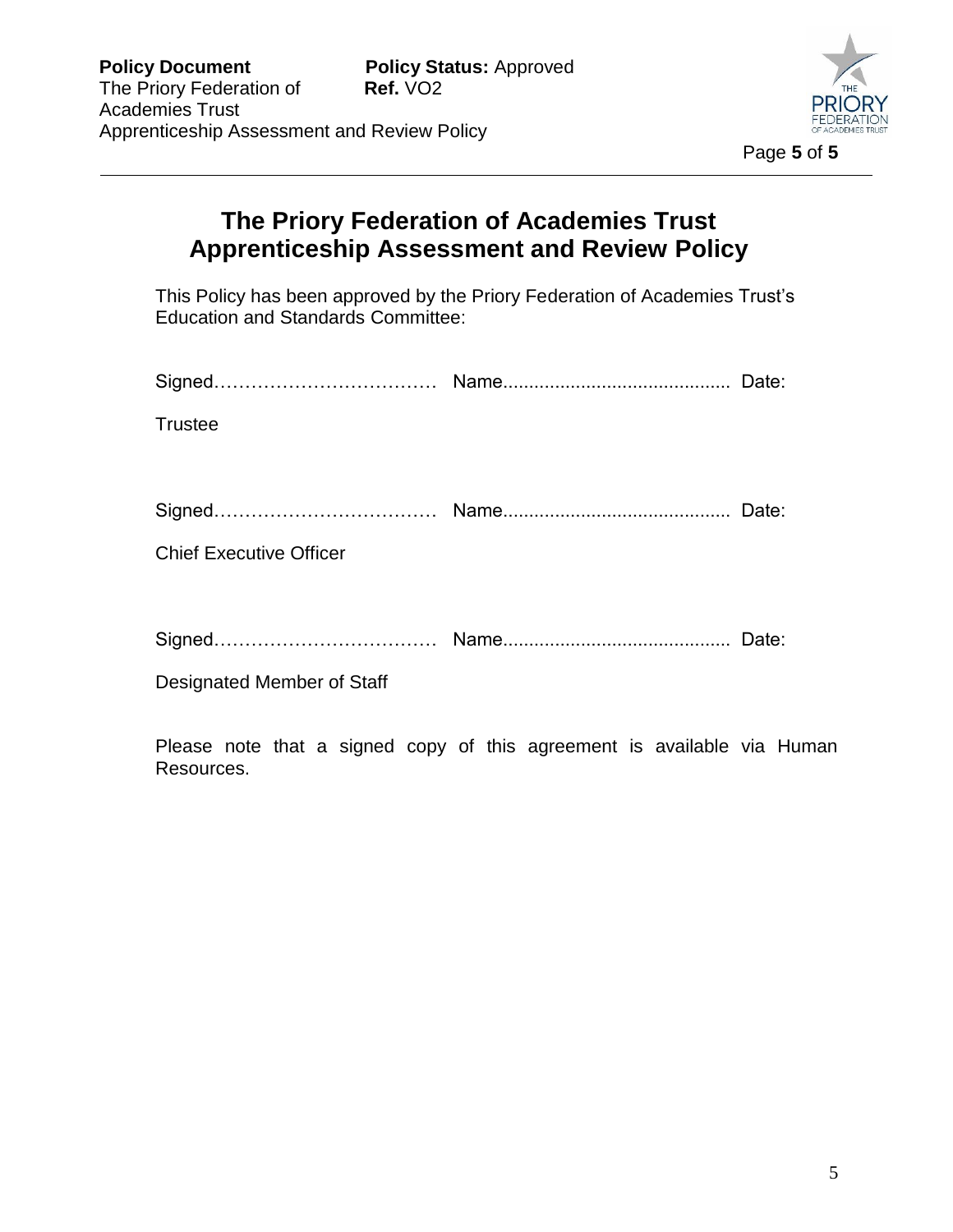# The Priory Federation of Academies Trust Apprenticeship Assessment and Review Policy

This Policy has been approved by the Priory Federation of Academies Trust's Education and Standards Committee:

Signed……………………………… Name........................................... Date:

Trustee

Signed……………………………… Name........................................... Date:

Chief Executive Officer

Signed……………………………… Name........................................... Date:

Designated Member of Staff

Please note that a signed copy of this agreement is available via Human Resources.